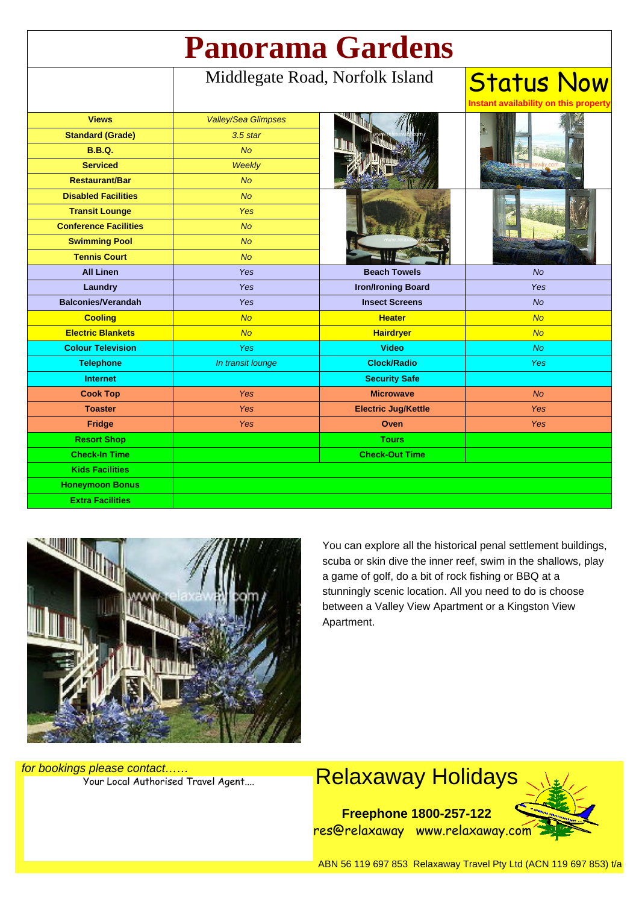# Panorama Gardens

Middlegate Road, Norfolk Island

**Status Now**
**Instant availability on this property**

| Views | Valley/Sea Glimpses | | |
|---|---|---|---|
| Standard (Grade) | 3.5 star | | |
| B.B.Q. | No | | |
| Serviced | Weekly | | |
| Restaurant/Bar | No | | |
| Disabled Facilities | No | | |
| Transit Lounge | Yes | | |
| Conference Facilities | No | | |
| Swimming Pool | No | | |
| Tennis Court | No | | |
| All Linen | Yes | Beach Towels | No |
| Laundry | Yes | Iron/Ironing Board | Yes |
| Balconies/Verandah | Yes | Insect Screens | No |
| Cooling | No | Heater | No |
| Electric Blankets | No | Hairdryer | No |
| Colour Television | Yes | Video | No |
| Telephone | In transit lounge | Clock/Radio | Yes |
| Internet | | Security Safe | |
| Cook Top | Yes | Microwave | No |
| Toaster | Yes | Electric Jug/Kettle | Yes |
| Fridge | Yes | Oven | Yes |
| Resort Shop | | Tours | |
| Check-In Time | | Check-Out Time | |
| Kids Facilities | | | |
| Honeymoon Bonus | | | |
| Extra Facilities | | | |

You can explore all the historical penal settlement buildings, scuba or skin dive the inner reef, swim in the shallows, play a game of golf, do a bit of rock fishing or BBQ at a stunningly scenic location. All you need to do is choose between a Valley View Apartment or a Kingston View Apartment.

*for bookings please contact……*

Your Local Authorised Travel Agent....

## Relaxaway Holidays

**Freephone 1800-257-122**

res@relaxaway www.relaxaway.com

ABN 56 119 697 853 Relaxaway Travel Pty Ltd (ACN 119 697 853) t/a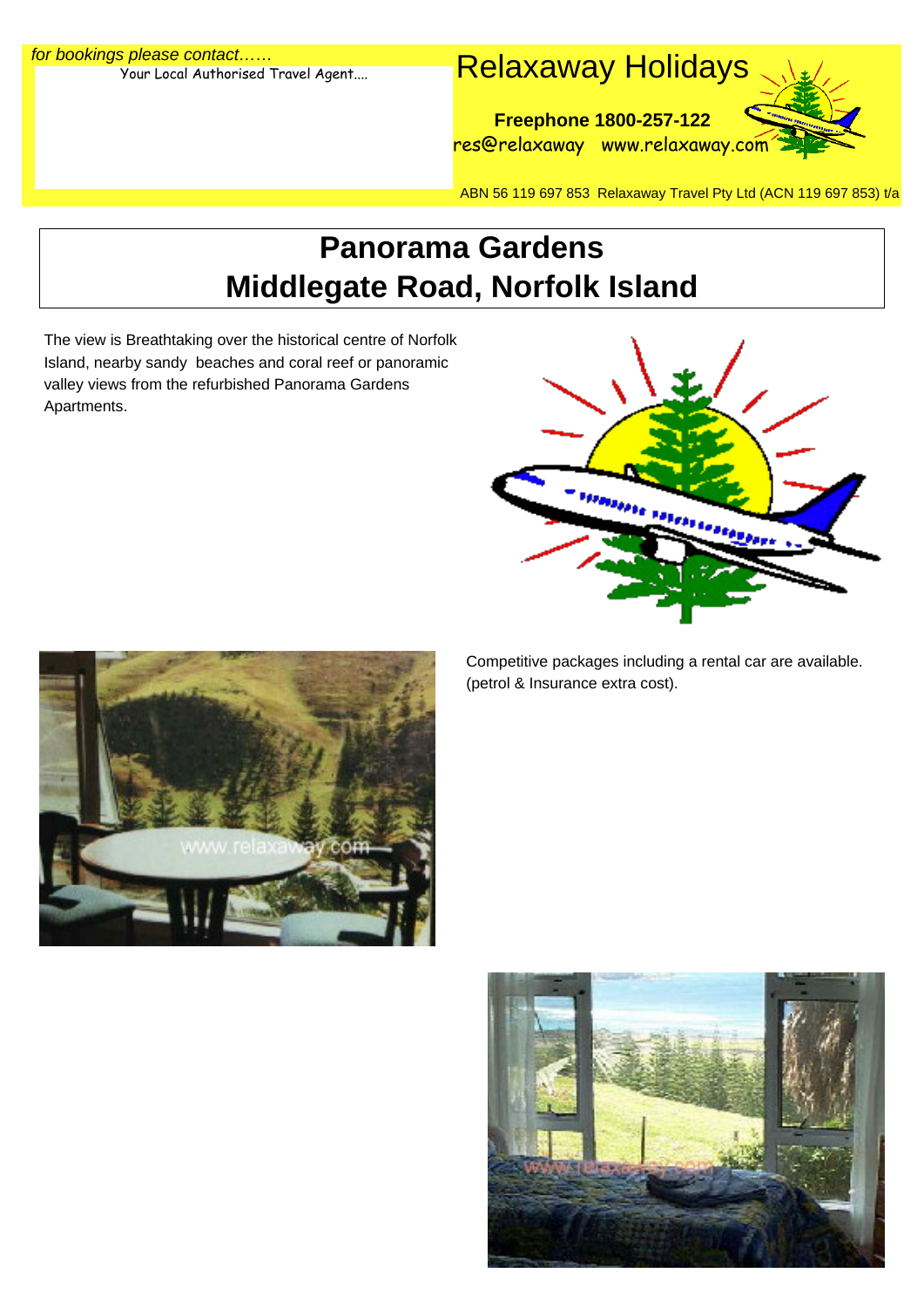*for bookings please contact……*

Your Local Authorised Travel Agent....

Relaxaway Holidays

**Freephone 1800-257-122**

res@relaxaway www.relaxaway.com

ABN 56 119 697 853 Relaxaway Travel Pty Ltd (ACN 119 697 853) t/a

# Panorama Gardens
# Middlegate Road, Norfolk Island

The view is Breathtaking over the historical centre of Norfolk Island, nearby sandy beaches and coral reef or panoramic valley views from the refurbished Panorama Gardens Apartments.

Competitive packages including a rental car are available. (petrol & Insurance extra cost).